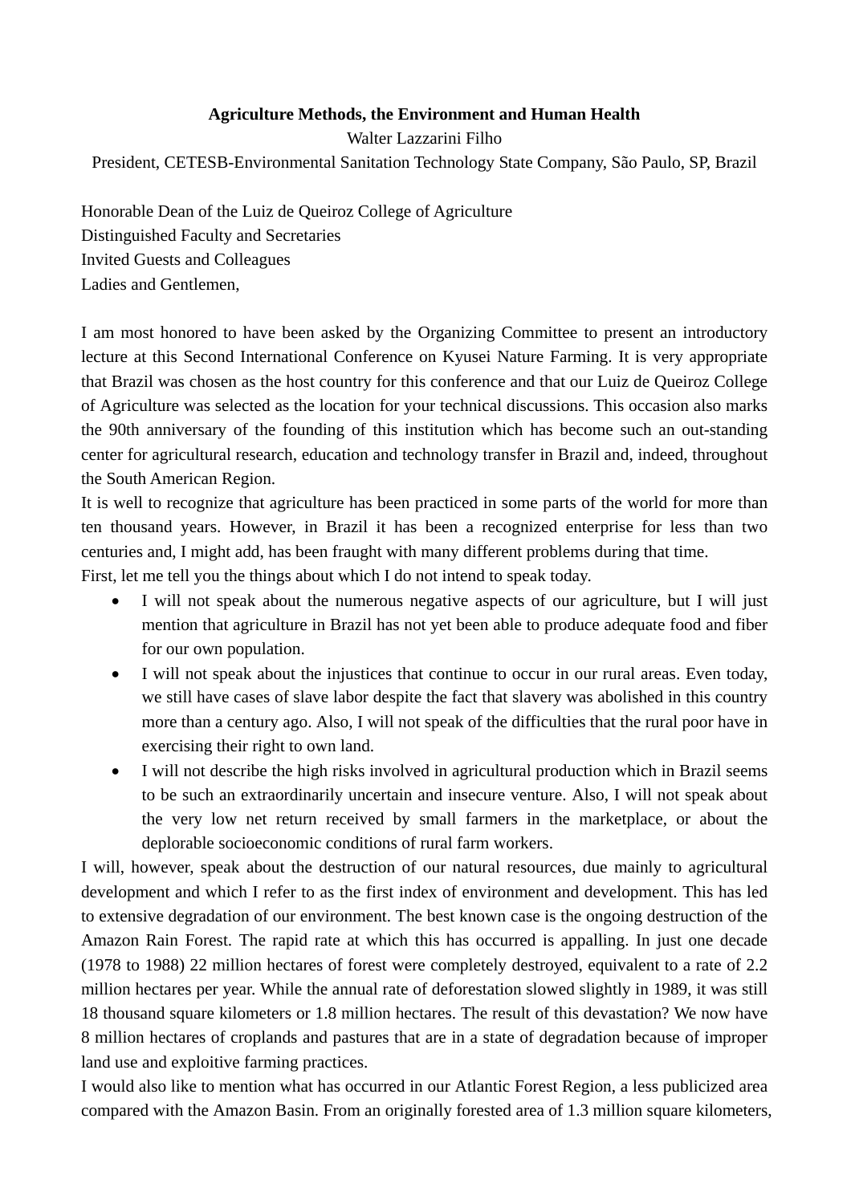# Agriculture Methods, the Environment and Human Health

Walter Lazzarini Filho

President, CETESB-Environmental Sanitation Technology State Company, São Paulo, SP, Brazil

Honorable Dean of the Luiz de Queiroz College of Agriculture
Distinguished Faculty and Secretaries
Invited Guests and Colleagues
Ladies and Gentlemen,

I am most honored to have been asked by the Organizing Committee to present an introductory lecture at this Second International Conference on Kyusei Nature Farming. It is very appropriate that Brazil was chosen as the host country for this conference and that our Luiz de Queiroz College of Agriculture was selected as the location for your technical discussions. This occasion also marks the 90th anniversary of the founding of this institution which has become such an out-standing center for agricultural research, education and technology transfer in Brazil and, indeed, throughout the South American Region.

It is well to recognize that agriculture has been practiced in some parts of the world for more than ten thousand years. However, in Brazil it has been a recognized enterprise for less than two centuries and, I might add, has been fraught with many different problems during that time.

First, let me tell you the things about which I do not intend to speak today.

- I will not speak about the numerous negative aspects of our agriculture, but I will just mention that agriculture in Brazil has not yet been able to produce adequate food and fiber for our own population.
- I will not speak about the injustices that continue to occur in our rural areas. Even today, we still have cases of slave labor despite the fact that slavery was abolished in this country more than a century ago. Also, I will not speak of the difficulties that the rural poor have in exercising their right to own land.
- I will not describe the high risks involved in agricultural production which in Brazil seems to be such an extraordinarily uncertain and insecure venture. Also, I will not speak about the very low net return received by small farmers in the marketplace, or about the deplorable socioeconomic conditions of rural farm workers.

I will, however, speak about the destruction of our natural resources, due mainly to agricultural development and which I refer to as the first index of environment and development. This has led to extensive degradation of our environment. The best known case is the ongoing destruction of the Amazon Rain Forest. The rapid rate at which this has occurred is appalling. In just one decade (1978 to 1988) 22 million hectares of forest were completely destroyed, equivalent to a rate of 2.2 million hectares per year. While the annual rate of deforestation slowed slightly in 1989, it was still 18 thousand square kilometers or 1.8 million hectares. The result of this devastation? We now have 8 million hectares of croplands and pastures that are in a state of degradation because of improper land use and exploitive farming practices.

I would also like to mention what has occurred in our Atlantic Forest Region, a less publicized area compared with the Amazon Basin. From an originally forested area of 1.3 million square kilometers,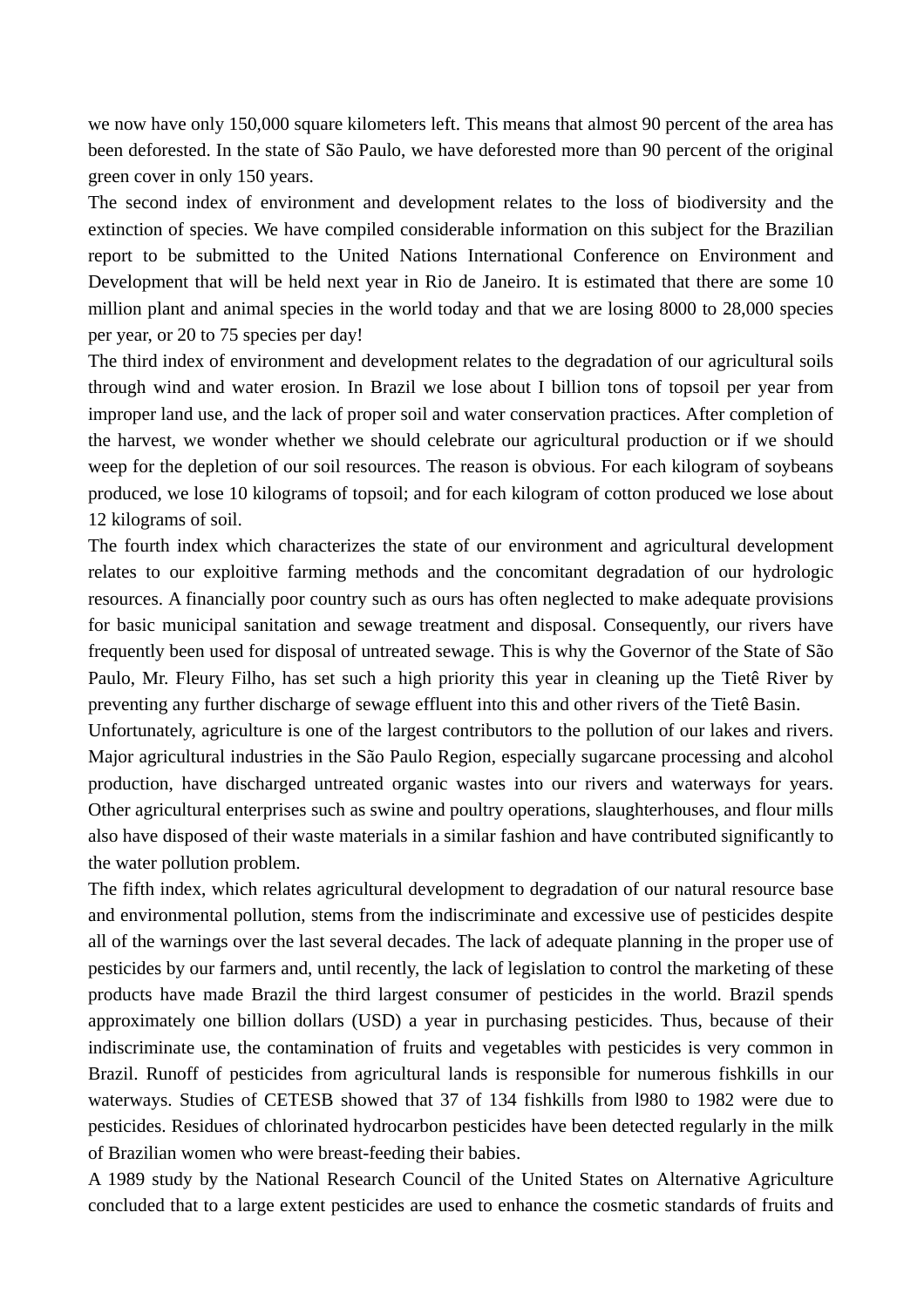we now have only 150,000 square kilometers left. This means that almost 90 percent of the area has been deforested. In the state of São Paulo, we have deforested more than 90 percent of the original green cover in only 150 years.

The second index of environment and development relates to the loss of biodiversity and the extinction of species. We have compiled considerable information on this subject for the Brazilian report to be submitted to the United Nations International Conference on Environment and Development that will be held next year in Rio de Janeiro. It is estimated that there are some 10 million plant and animal species in the world today and that we are losing 8000 to 28,000 species per year, or 20 to 75 species per day!

The third index of environment and development relates to the degradation of our agricultural soils through wind and water erosion. In Brazil we lose about I billion tons of topsoil per year from improper land use, and the lack of proper soil and water conservation practices. After completion of the harvest, we wonder whether we should celebrate our agricultural production or if we should weep for the depletion of our soil resources. The reason is obvious. For each kilogram of soybeans produced, we lose 10 kilograms of topsoil; and for each kilogram of cotton produced we lose about 12 kilograms of soil.

The fourth index which characterizes the state of our environment and agricultural development relates to our exploitive farming methods and the concomitant degradation of our hydrologic resources. A financially poor country such as ours has often neglected to make adequate provisions for basic municipal sanitation and sewage treatment and disposal. Consequently, our rivers have frequently been used for disposal of untreated sewage. This is why the Governor of the State of São Paulo, Mr. Fleury Filho, has set such a high priority this year in cleaning up the Tietê River by preventing any further discharge of sewage effluent into this and other rivers of the Tietê Basin.

Unfortunately, agriculture is one of the largest contributors to the pollution of our lakes and rivers. Major agricultural industries in the São Paulo Region, especially sugarcane processing and alcohol production, have discharged untreated organic wastes into our rivers and waterways for years. Other agricultural enterprises such as swine and poultry operations, slaughterhouses, and flour mills also have disposed of their waste materials in a similar fashion and have contributed significantly to the water pollution problem.

The fifth index, which relates agricultural development to degradation of our natural resource base and environmental pollution, stems from the indiscriminate and excessive use of pesticides despite all of the warnings over the last several decades. The lack of adequate planning in the proper use of pesticides by our farmers and, until recently, the lack of legislation to control the marketing of these products have made Brazil the third largest consumer of pesticides in the world. Brazil spends approximately one billion dollars (USD) a year in purchasing pesticides. Thus, because of their indiscriminate use, the contamination of fruits and vegetables with pesticides is very common in Brazil. Runoff of pesticides from agricultural lands is responsible for numerous fishkills in our waterways. Studies of CETESB showed that 37 of 134 fishkills from l980 to 1982 were due to pesticides. Residues of chlorinated hydrocarbon pesticides have been detected regularly in the milk of Brazilian women who were breast-feeding their babies.

A 1989 study by the National Research Council of the United States on Alternative Agriculture concluded that to a large extent pesticides are used to enhance the cosmetic standards of fruits and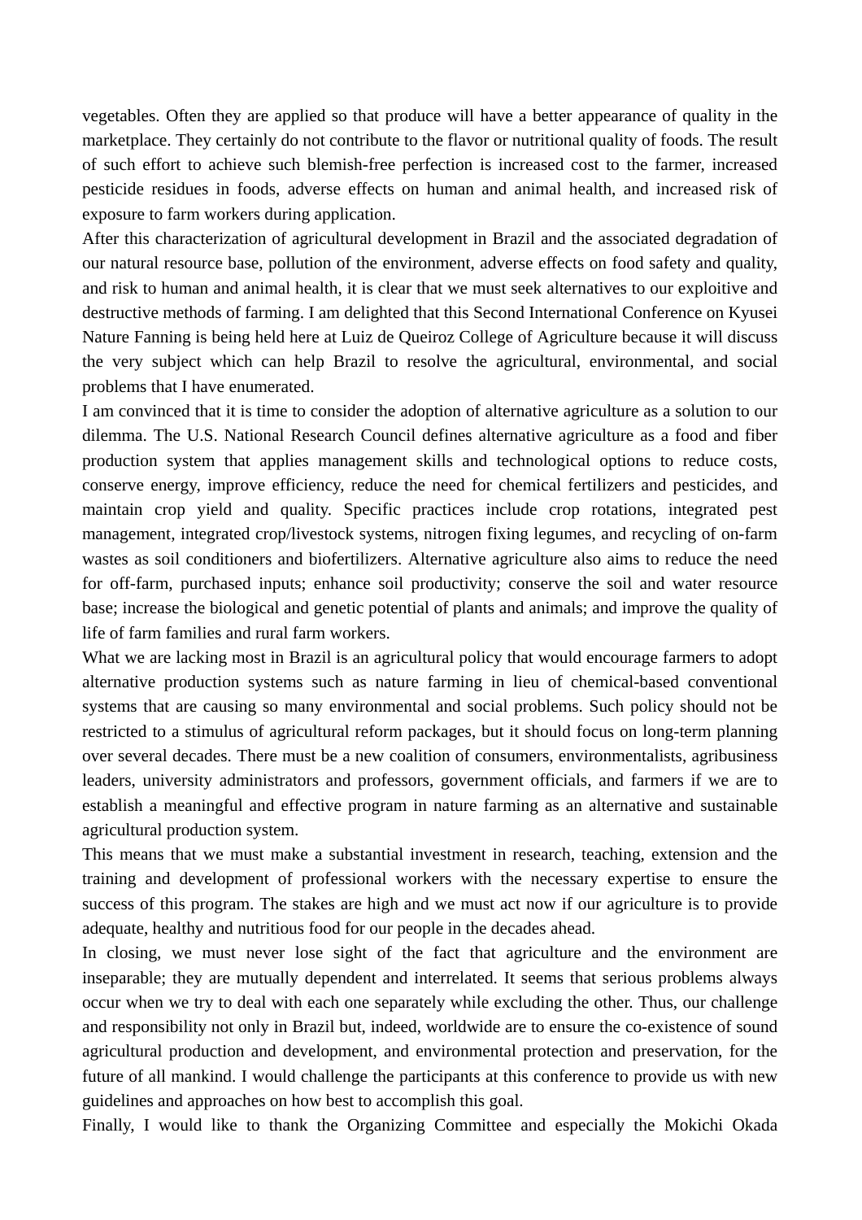vegetables. Often they are applied so that produce will have a better appearance of quality in the marketplace. They certainly do not contribute to the flavor or nutritional quality of foods. The result of such effort to achieve such blemish-free perfection is increased cost to the farmer, increased pesticide residues in foods, adverse effects on human and animal health, and increased risk of exposure to farm workers during application.

After this characterization of agricultural development in Brazil and the associated degradation of our natural resource base, pollution of the environment, adverse effects on food safety and quality, and risk to human and animal health, it is clear that we must seek alternatives to our exploitive and destructive methods of farming. I am delighted that this Second International Conference on Kyusei Nature Fanning is being held here at Luiz de Queiroz College of Agriculture because it will discuss the very subject which can help Brazil to resolve the agricultural, environmental, and social problems that I have enumerated.

I am convinced that it is time to consider the adoption of alternative agriculture as a solution to our dilemma. The U.S. National Research Council defines alternative agriculture as a food and fiber production system that applies management skills and technological options to reduce costs, conserve energy, improve efficiency, reduce the need for chemical fertilizers and pesticides, and maintain crop yield and quality. Specific practices include crop rotations, integrated pest management, integrated crop/livestock systems, nitrogen fixing legumes, and recycling of on-farm wastes as soil conditioners and biofertilizers. Alternative agriculture also aims to reduce the need for off-farm, purchased inputs; enhance soil productivity; conserve the soil and water resource base; increase the biological and genetic potential of plants and animals; and improve the quality of life of farm families and rural farm workers.

What we are lacking most in Brazil is an agricultural policy that would encourage farmers to adopt alternative production systems such as nature farming in lieu of chemical-based conventional systems that are causing so many environmental and social problems. Such policy should not be restricted to a stimulus of agricultural reform packages, but it should focus on long-term planning over several decades. There must be a new coalition of consumers, environmentalists, agribusiness leaders, university administrators and professors, government officials, and farmers if we are to establish a meaningful and effective program in nature farming as an alternative and sustainable agricultural production system.

This means that we must make a substantial investment in research, teaching, extension and the training and development of professional workers with the necessary expertise to ensure the success of this program. The stakes are high and we must act now if our agriculture is to provide adequate, healthy and nutritious food for our people in the decades ahead.

In closing, we must never lose sight of the fact that agriculture and the environment are inseparable; they are mutually dependent and interrelated. It seems that serious problems always occur when we try to deal with each one separately while excluding the other. Thus, our challenge and responsibility not only in Brazil but, indeed, worldwide are to ensure the co-existence of sound agricultural production and development, and environmental protection and preservation, for the future of all mankind. I would challenge the participants at this conference to provide us with new guidelines and approaches on how best to accomplish this goal.

Finally, I would like to thank the Organizing Committee and especially the Mokichi Okada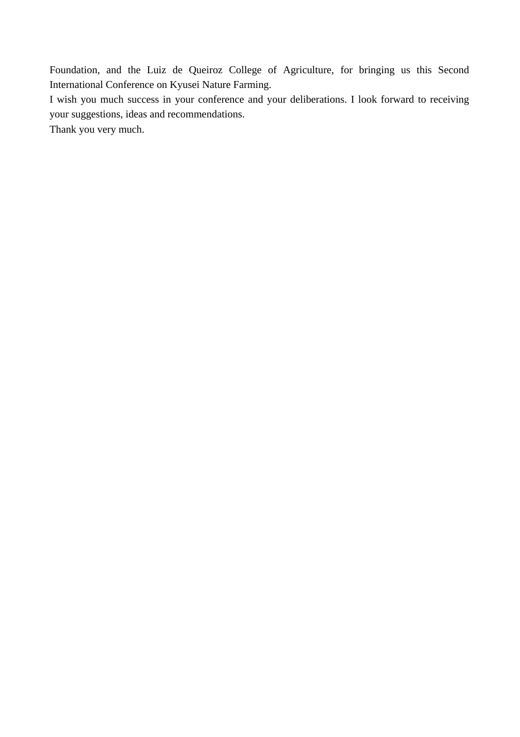Foundation, and the Luiz de Queiroz College of Agriculture, for bringing us this Second International Conference on Kyusei Nature Farming.

I wish you much success in your conference and your deliberations. I look forward to receiving your suggestions, ideas and recommendations.

Thank you very much.